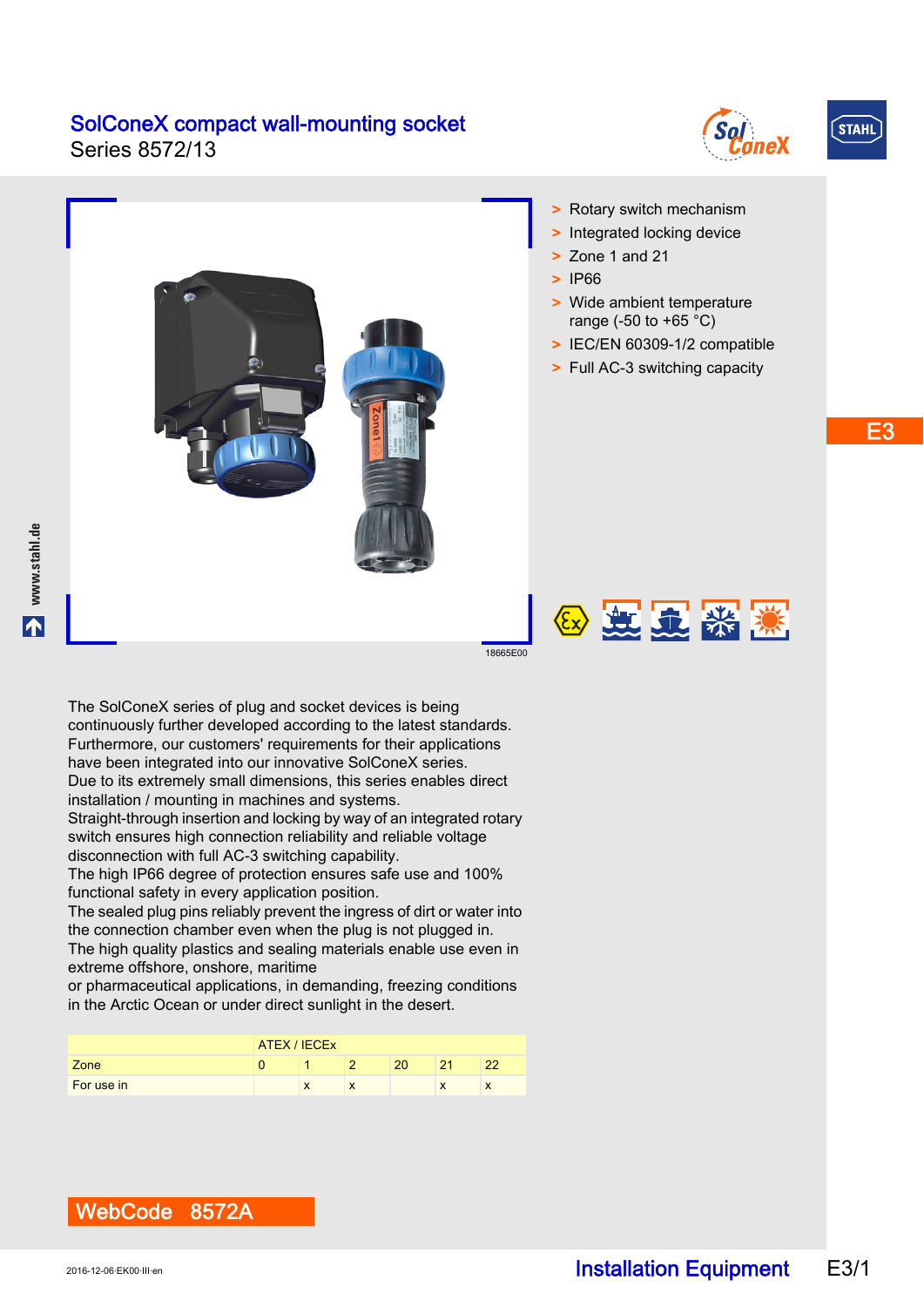# SolConeX compact wall-mounting socket

Series 8572/13

- Rotary switch mechanism
- Integrated locking device
- Zone 1 and 21
- IP66
- Wide ambient temperature range (-50 to +65 °C)
- IEC/EN 60309-1/2 compatible
- Full AC-3 switching capacity

18665E00

The SolConeX series of plug and socket devices is being continuously further developed according to the latest standards. Furthermore, our customers' requirements for their applications have been integrated into our innovative SolConeX series.
Due to its extremely small dimensions, this series enables direct installation / mounting in machines and systems.
Straight-through insertion and locking by way of an integrated rotary switch ensures high connection reliability and reliable voltage disconnection with full AC-3 switching capability.
The high IP66 degree of protection ensures safe use and 100% functional safety in every application position.
The sealed plug pins reliably prevent the ingress of dirt or water into the connection chamber even when the plug is not plugged in.
The high quality plastics and sealing materials enable use even in extreme offshore, onshore, maritime
or pharmaceutical applications, in demanding, freezing conditions in the Arctic Ocean or under direct sunlight in the desert.

| | ATEX / IECEx | | | | | |
|---|---|---|---|---|---|---|
| Zone | 0 | 1 | 2 | 20 | 21 | 22 |
| For use in | | x | x | | x | x |

**WebCode 8572A**

2016-12-06·EK00·III·en

Installation Equipment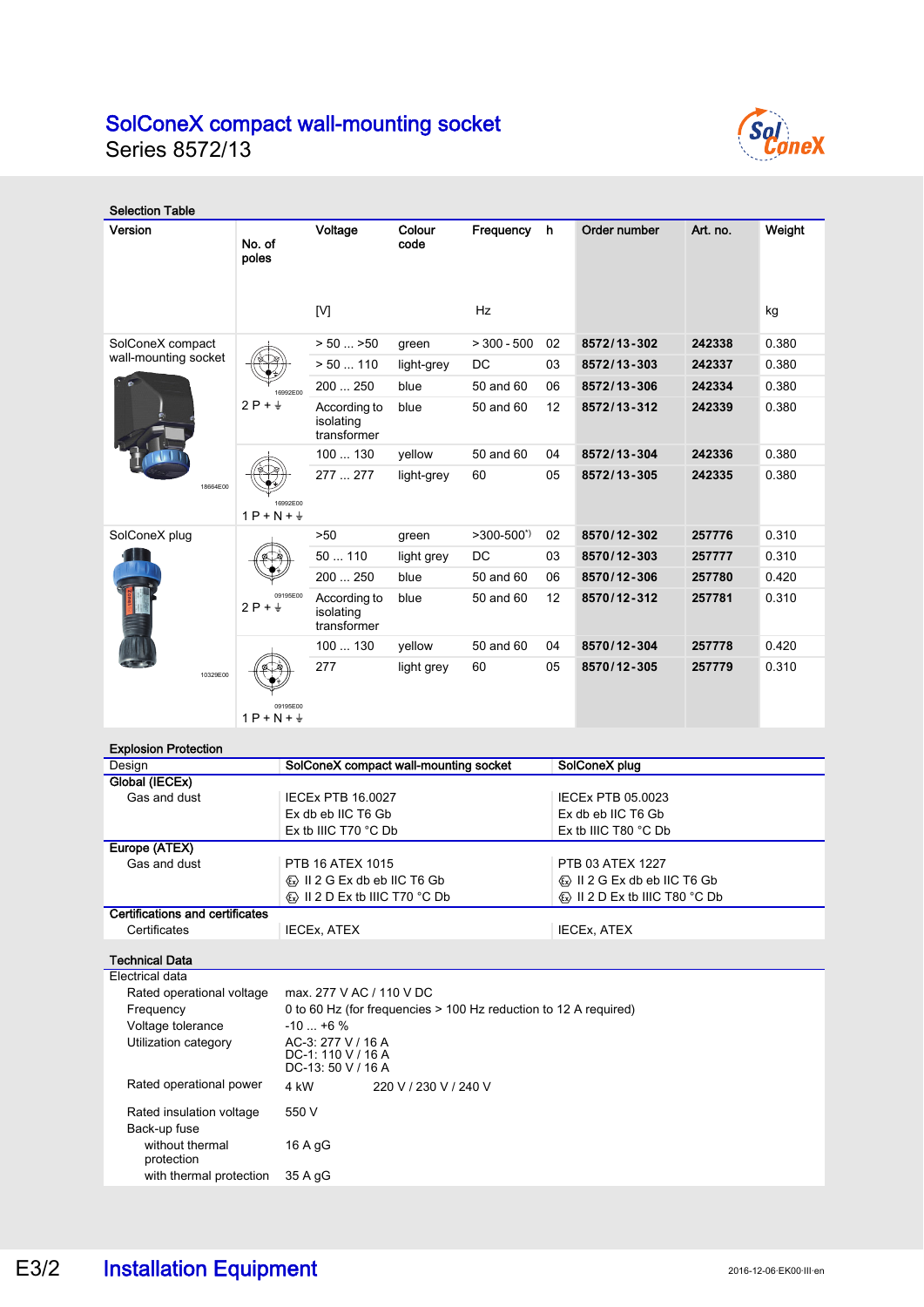# SolConeX compact wall-mounting socket

Series 8572/13

## Selection Table

| Version | No. of poles | Voltage [V] | Colour code | Frequency Hz | h | Order number | Art. no. | Weight kg |
|---|---|---|---|---|---|---|---|---|
| SolConeX compact wall-mounting socket | 2 P + ⏚ | > 50 ... >50 | green | > 300 - 500 | 02 | **8572/13-302** | **242338** | 0.380 |
| | | > 50 ... 110 | light-grey | DC | 03 | **8572/13-303** | **242337** | 0.380 |
| | | 200 ... 250 | blue | 50 and 60 | 06 | **8572/13-306** | **242334** | 0.380 |
| | | According to isolating transformer | blue | 50 and 60 | 12 | **8572/13-312** | **242339** | 0.380 |
| | 1 P + N + ⏚ | 100 ... 130 | yellow | 50 and 60 | 04 | **8572/13-304** | **242336** | 0.380 |
| | | 277 ... 277 | light-grey | 60 | 05 | **8572/13-305** | **242335** | 0.380 |
| SolConeX plug | 2 P + ⏚ | >50 | green | >300-500*) | 02 | **8570/12-302** | **257776** | 0.310 |
| | | 50 ... 110 | light grey | DC | 03 | **8570/12-303** | **257777** | 0.310 |
| | | 200 ... 250 | blue | 50 and 60 | 06 | **8570/12-306** | **257780** | 0.420 |
| | | According to isolating transformer | blue | 50 and 60 | 12 | **8570/12-312** | **257781** | 0.310 |
| | 1 P + N + ⏚ | 100 ... 130 | yellow | 50 and 60 | 04 | **8570/12-304** | **257778** | 0.420 |
| | | 277 | light grey | 60 | 05 | **8570/12-305** | **257779** | 0.310 |

## Explosion Protection

| Design | SolConeX compact wall-mounting socket | SolConeX plug |
|---|---|---|
| **Global (IECEx)** | | |
| Gas and dust | IECEx PTB 16.0027<br>Ex db eb IIC T6 Gb<br>Ex tb IIIC T70 °C Db | IECEx PTB 05.0023<br>Ex db eb IIC T6 Gb<br>Ex tb IIIC T80 °C Db |
| **Europe (ATEX)** | | |
| Gas and dust | PTB 16 ATEX 1015<br>Ⓔx II 2 G Ex db eb IIC T6 Gb<br>Ⓔx II 2 D Ex tb IIIC T70 °C Db | PTB 03 ATEX 1227<br>Ⓔx II 2 G Ex db eb IIC T6 Gb<br>Ⓔx II 2 D Ex tb IIIC T80 °C Db |
| **Certifications and certificates** | | |
| Certificates | IECEx, ATEX | IECEx, ATEX |

## Technical Data

| Electrical data | |
|---|---|
| Rated operational voltage | max. 277 V AC / 110 V DC |
| Frequency | 0 to 60 Hz (for frequencies > 100 Hz reduction to 12 A required) |
| Voltage tolerance | -10 ... +6 % |
| Utilization category | AC-3: 277 V / 16 A<br>DC-1: 110 V / 16 A<br>DC-13: 50 V / 16 A |
| Rated operational power | 4 kW 220 V / 230 V / 240 V |
| Rated insulation voltage | 550 V |
| Back-up fuse | |
| without thermal protection | 16 A gG |
| with thermal protection | 35 A gG |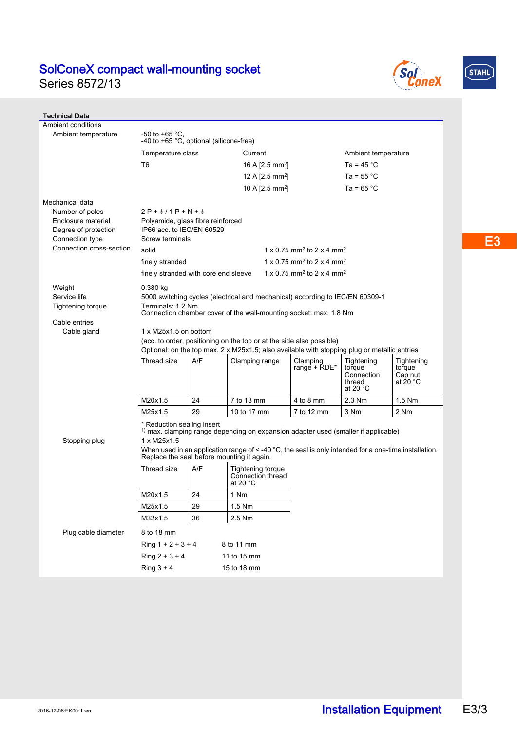# SolConeX compact wall-mounting socket

Series 8572/13

## Technical Data

**Ambient conditions**

| | |
|---|---|
| Ambient temperature | -50 to +65 °C,<br>-40 to +65 °C, optional (silicone-free) |

| Temperature class | Current | Ambient temperature |
|---|---|---|
| T6 | 16 A [2.5 mm²] | Ta = 45 °C |
| | 12 A [2.5 mm²] | Ta = 55 °C |
| | 10 A [2.5 mm²] | Ta = 65 °C |

**Mechanical data**

| | |
|---|---|
| Number of poles | 2 P + ⏚ / 1 P + N + ⏚ |
| Enclosure material | Polyamide, glass fibre reinforced |
| Degree of protection | IP66 acc. to IEC/EN 60529 |
| Connection type | Screw terminals |

Connection cross-section

| | |
|---|---|
| solid | 1 x 0.75 mm² to 2 x 4 mm² |
| finely stranded | 1 x 0.75 mm² to 2 x 4 mm² |
| finely stranded with core end sleeve | 1 x 0.75 mm² to 2 x 4 mm² |

| | |
|---|---|
| Weight | 0.380 kg |
| Service life | 5000 switching cycles (electrical and mechanical) according to IEC/EN 60309-1 |
| Tightening torque | Terminals: 1.2 Nm<br>Connection chamber cover of the wall-mounting socket: max. 1.8 Nm |

Cable entries

Cable gland

1 x M25x1.5 on bottom

(acc. to order, positioning on the top or at the side also possible)

Optional: on the top max. 2 x M25x1.5; also available with stopping plug or metallic entries

| Thread size | A/F | Clamping range | Clamping range + RDE* | Tightening torque Connection thread at 20 °C | Tightening torque Cap nut at 20 °C |
|---|---|---|---|---|---|
| M20x1.5 | 24 | 7 to 13 mm | 4 to 8 mm | 2.3 Nm | 1.5 Nm |
| M25x1.5 | 29 | 10 to 17 mm | 7 to 12 mm | 3 Nm | 2 Nm |

\* Reduction sealing insert

[1)] max. clamping range depending on expansion adapter used (smaller if applicable)

Stopping plug

1 x M25x1.5

When used in an application range of < -40 °C, the seal is only intended for a one-time installation. Replace the seal before mounting it again.

| Thread size | A/F | Tightening torque Connection thread at 20 °C |
|---|---|---|
| M20x1.5 | 24 | 1 Nm |
| M25x1.5 | 29 | 1.5 Nm |
| M32x1.5 | 36 | 2.5 Nm |

Plug cable diameter

8 to 18 mm

| | |
|---|---|
| Ring 1 + 2 + 3 + 4 | 8 to 11 mm |
| Ring 2 + 3 + 4 | 11 to 15 mm |
| Ring 3 + 4 | 15 to 18 mm |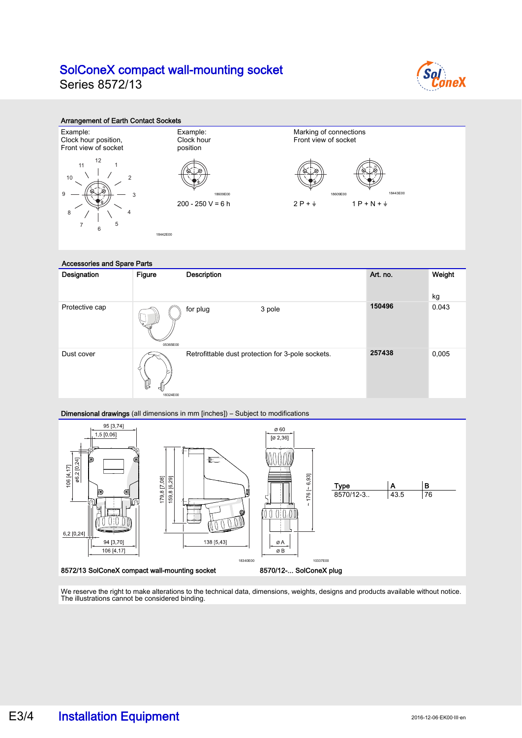# SolConeX compact wall-mounting socket

Series 8572/13

## Arrangement of Earth Contact Sockets

Example:
Clock hour position,
Front view of socket

12
11
1
10
2
9
3
8
4
7
6
5

18442E00

Example:
Clock hour
position

18609E00

200 - 250 V = 6 h

Marking of connections
Front view of socket

18609E00

18443E00

2 P + ⏚

1 P + N + ⏚

## Accessories and Spare Parts

| Designation | Figure | Description | | Art. no. | Weight<br><br>kg |
|---|---|---|---|---|---|
| Protective cap | 05365E00 | for plug | 3 pole | **150496** | 0.043 |
| Dust cover | 18324E00 | Retrofittable dust protection for 3-pole sockets. | | **257438** | 0,005 |

## Dimensional drawings (all dimensions in mm [inches]) – Subject to modifications

95 [3,74]
1,5 [0,06]
106 [4,17]
ø6,2 [0,24]
6,2 [0,24]
94 [3,70]
106 [4,17]
179,8 [7,08]
159,8 [6,29]
138 [5,43]
18340E00

ø 60
[ø 2,36]
~ 176 [~ 6,93]
ø A
ø B
10337E00

| Type | A | B |
|---|---|---|
| 8570/12-3.. | 43.5 | 76 |

**8572/13 SolConeX compact wall-mounting socket**

**8570/12-... SolConeX plug**

We reserve the right to make alterations to the technical data, dimensions, weights, designs and products available without notice. The illustrations cannot be considered binding.